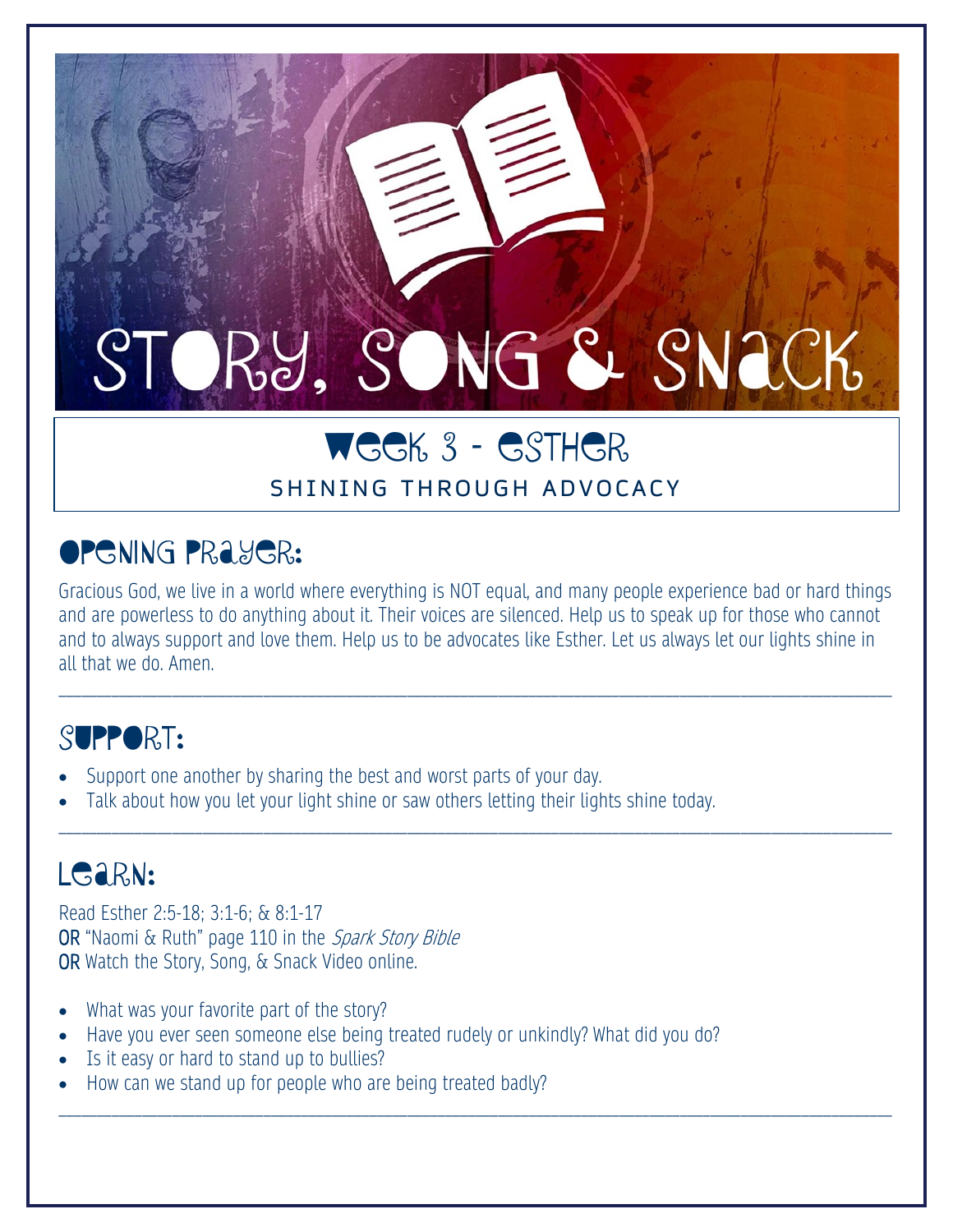# STORY, SONG & SNACK

## Week 3 - Esther

SHINING THROUGH ADVOCACY

## Opening Prayer:

Gracious God, we live in a world where everything is NOT equal, and many people experience bad or hard things and are powerless to do anything about it. Their voices are silenced. Help us to speak up for those who cannot and to always support and love them. Help us to be advocates like Esther. Let us always let our lights shine in all that we do. Amen.

---

## Support:

- Support one another by sharing the best and worst parts of your day.
- Talk about how you let your light shine or saw others letting their lights shine today.

---

## Learn:

Read Esther 2:5-18; 3:1-6; & 8:1-17
**OR** "Naomi & Ruth" page 110 in the *Spark Story Bible*
**OR** Watch the Story, Song, & Snack Video online.

- What was your favorite part of the story?
- Have you ever seen someone else being treated rudely or unkindly? What did you do?
- Is it easy or hard to stand up to bullies?
- How can we stand up for people who are being treated badly?

---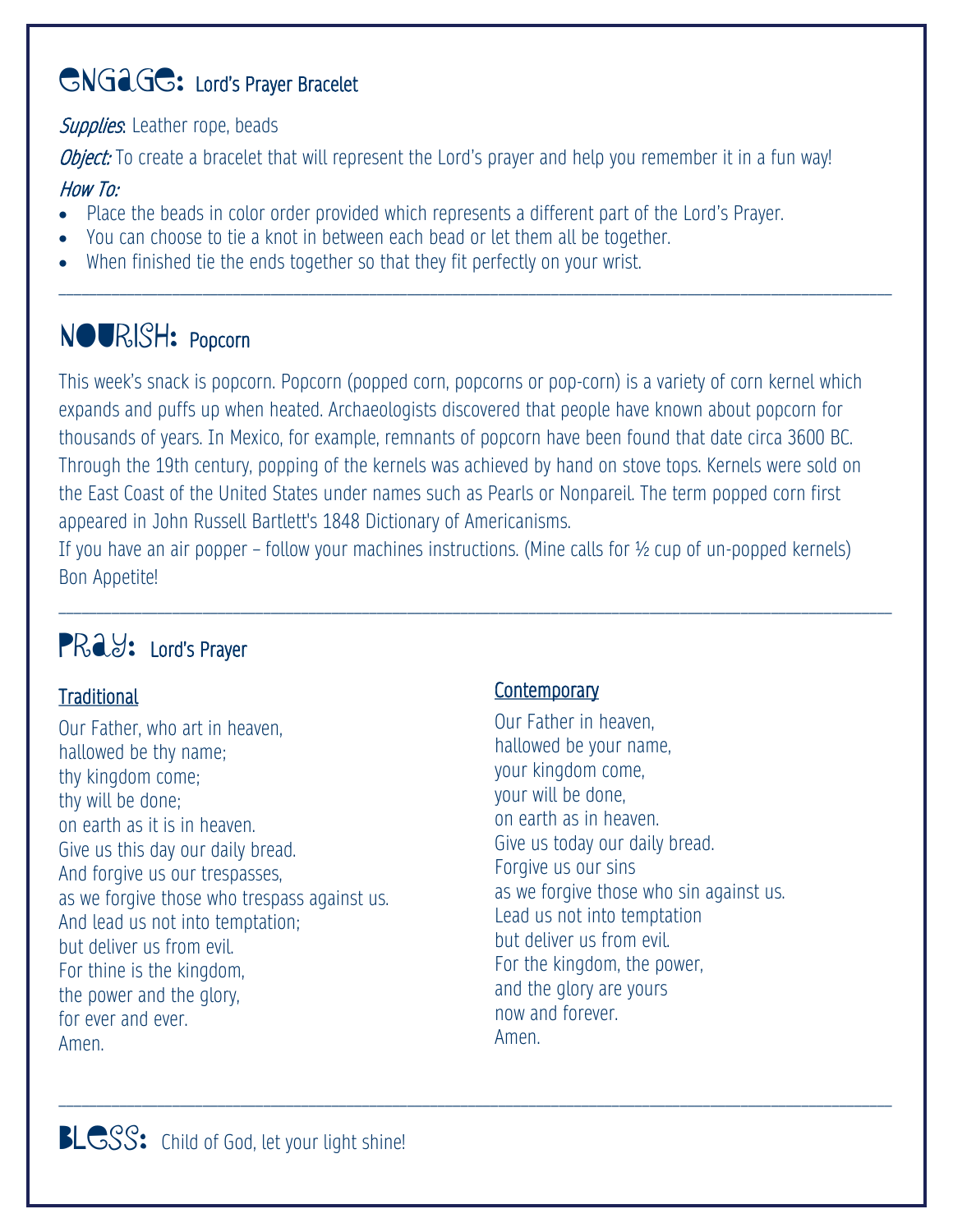## ENGAGE: Lord's Prayer Bracelet

*Supplies*: Leather rope, beads

*Object:* To create a bracelet that will represent the Lord's prayer and help you remember it in a fun way!

*How To:*

- Place the beads in color order provided which represents a different part of the Lord's Prayer.
- You can choose to tie a knot in between each bead or let them all be together.
- When finished tie the ends together so that they fit perfectly on your wrist.

---

## NOURISH: Popcorn

This week's snack is popcorn. Popcorn (popped corn, popcorns or pop-corn) is a variety of corn kernel which expands and puffs up when heated. Archaeologists discovered that people have known about popcorn for thousands of years. In Mexico, for example, remnants of popcorn have been found that date circa 3600 BC. Through the 19th century, popping of the kernels was achieved by hand on stove tops. Kernels were sold on the East Coast of the United States under names such as Pearls or Nonpareil. The term popped corn first appeared in John Russell Bartlett's 1848 Dictionary of Americanisms.

If you have an air popper – follow your machines instructions. (Mine calls for ½ cup of un-popped kernels)

Bon Appetite!

---

## PRAY: Lord's Prayer

Traditional

Our Father, who art in heaven,
hallowed be thy name;
thy kingdom come;
thy will be done;
on earth as it is in heaven.
Give us this day our daily bread.
And forgive us our trespasses,
as we forgive those who trespass against us.
And lead us not into temptation;
but deliver us from evil.
For thine is the kingdom,
the power and the glory,
for ever and ever.
Amen.

Contemporary

Our Father in heaven,
hallowed be your name,
your kingdom come,
your will be done,
on earth as in heaven.
Give us today our daily bread.
Forgive us our sins
as we forgive those who sin against us.
Lead us not into temptation
but deliver us from evil.
For the kingdom, the power,
and the glory are yours
now and forever.
Amen.

---

## BLESS: Child of God, let your light shine!